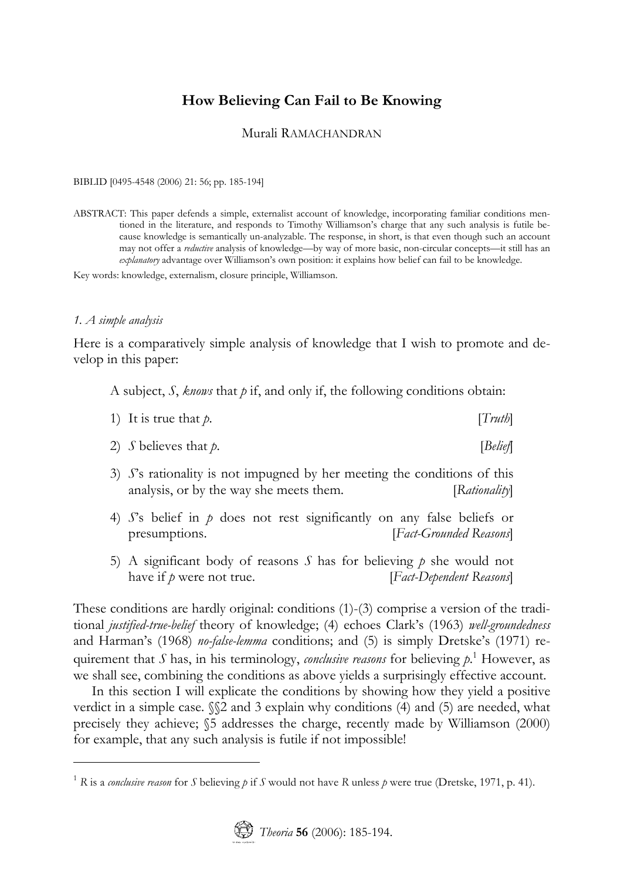# How Believing Can Fail to Be Knowing

Murali RAMACHANDRAN

BIBLID [0495-4548 (2006) 21: 56; pp. 185-194]

ABSTRACT: This paper defends a simple, externalist account of knowledge, incorporating familiar conditions mentioned in the literature, and responds to Timothy Williamson's charge that any such analysis is futile because knowledge is semantically un-analyzable. The response, in short, is that even though such an account may not offer a *reductive* analysis of knowledge—by way of more basic, non-circular concepts—it still has an *explanatory* advantage over Williamson's own position: it explains how belief can fail to be knowledge.

Key words: knowledge, externalism, closure principle, Williamson.

## *1. A simple analysis*

Here is a comparatively simple analysis of knowledge that I wish to promote and develop in this paper:

A subject, *S*, *knows* that *p* if, and only if, the following conditions obtain:

1) It is true that *p*. [*Truth*]

2) *S* believes that *p*. [*Belief*]

3) *S*'s rationality is not impugned by her meeting the conditions of this analysis, or by the way she meets them. [*Rationality*]

4) *S*'s belief in *p* does not rest significantly on any false beliefs or presumptions. [*Fact-Grounded Reasons*]

5) A significant body of reasons *S* has for believing *p* she would not have if *p* were not true. [*Fact-Dependent Reasons*]

These conditions are hardly original: conditions (1)-(3) comprise a version of the traditional *justified-true-belief* theory of knowledge; (4) echoes Clark's (1963) *well-groundedness* and Harman's (1968) *no-false-lemma* conditions; and (5) is simply Dretske's (1971) requirement that *S* has, in his terminology, *conclusive reasons* for believing *p*.[1] However, as we shall see, combining the conditions as above yields a surprisingly effective account.

In this section I will explicate the conditions by showing how they yield a positive verdict in a simple case. §§2 and 3 explain why conditions (4) and (5) are needed, what precisely they achieve; §5 addresses the charge, recently made by Williamson (2000) for example, that any such analysis is futile if not impossible!

---

[1] *R* is a *conclusive reason* for *S* believing *p* if *S* would not have *R* unless *p* were true (Dretske, 1971, p. 41).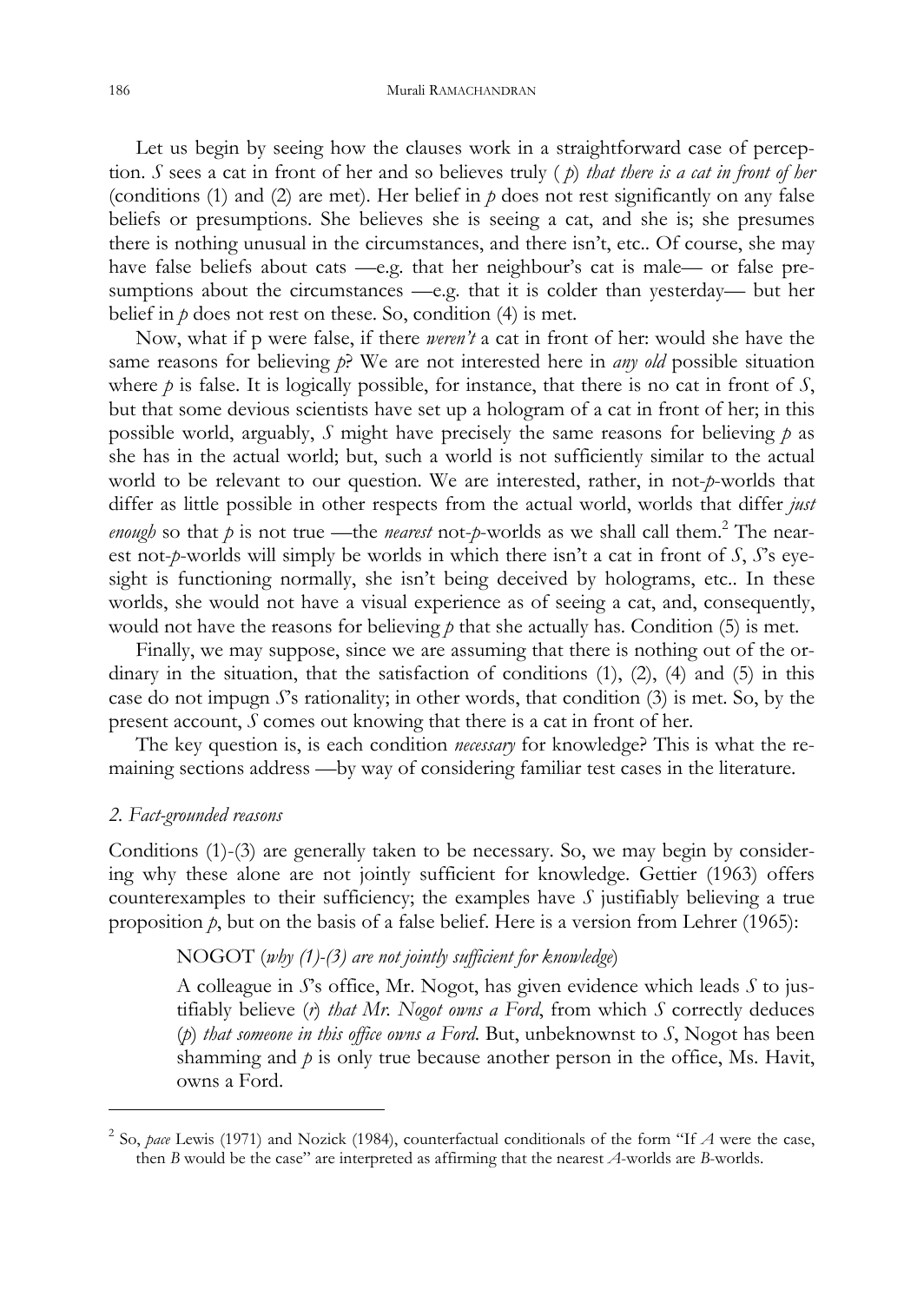Let us begin by seeing how the clauses work in a straightforward case of perception. *S* sees a cat in front of her and so believes truly ( *p*) *that there is a cat in front of her* (conditions (1) and (2) are met). Her belief in *p* does not rest significantly on any false beliefs or presumptions. She believes she is seeing a cat, and she is; she presumes there is nothing unusual in the circumstances, and there isn't, etc.. Of course, she may have false beliefs about cats —e.g. that her neighbour's cat is male— or false presumptions about the circumstances —e.g. that it is colder than yesterday— but her belief in *p* does not rest on these. So, condition (4) is met.

Now, what if p were false, if there *weren't* a cat in front of her: would she have the same reasons for believing *p*? We are not interested here in *any old* possible situation where *p* is false. It is logically possible, for instance, that there is no cat in front of *S*, but that some devious scientists have set up a hologram of a cat in front of her; in this possible world, arguably, *S* might have precisely the same reasons for believing *p* as she has in the actual world; but, such a world is not sufficiently similar to the actual world to be relevant to our question. We are interested, rather, in not-*p*-worlds that differ as little possible in other respects from the actual world, worlds that differ *just enough* so that *p* is not true —the *nearest* not-*p*-worlds as we shall call them.[2] The nearest not-*p*-worlds will simply be worlds in which there isn't a cat in front of *S*, *S*'s eyesight is functioning normally, she isn't being deceived by holograms, etc.. In these worlds, she would not have a visual experience as of seeing a cat, and, consequently, would not have the reasons for believing *p* that she actually has. Condition (5) is met.

Finally, we may suppose, since we are assuming that there is nothing out of the ordinary in the situation, that the satisfaction of conditions (1), (2), (4) and (5) in this case do not impugn *S*'s rationality; in other words, that condition (3) is met. So, by the present account, *S* comes out knowing that there is a cat in front of her.

The key question is, is each condition *necessary* for knowledge? This is what the remaining sections address —by way of considering familiar test cases in the literature.

## *2. Fact-grounded reasons*

Conditions (1)-(3) are generally taken to be necessary. So, we may begin by considering why these alone are not jointly sufficient for knowledge. Gettier (1963) offers counterexamples to their sufficiency; the examples have *S* justifiably believing a true proposition *p*, but on the basis of a false belief. Here is a version from Lehrer (1965):

> NOGOT (*why (1)-(3) are not jointly sufficient for knowledge*)
>
> A colleague in *S*'s office, Mr. Nogot, has given evidence which leads *S* to justifiably believe (*r*) *that Mr. Nogot owns a Ford*, from which *S* correctly deduces (*p*) *that someone in this office owns a Ford.* But, unbeknownst to *S*, Nogot has been shamming and *p* is only true because another person in the office, Ms. Havit, owns a Ford.

---

[2] So, *pace* Lewis (1971) and Nozick (1984), counterfactual conditionals of the form "If *A* were the case, then *B* would be the case" are interpreted as affirming that the nearest *A*-worlds are *B*-worlds.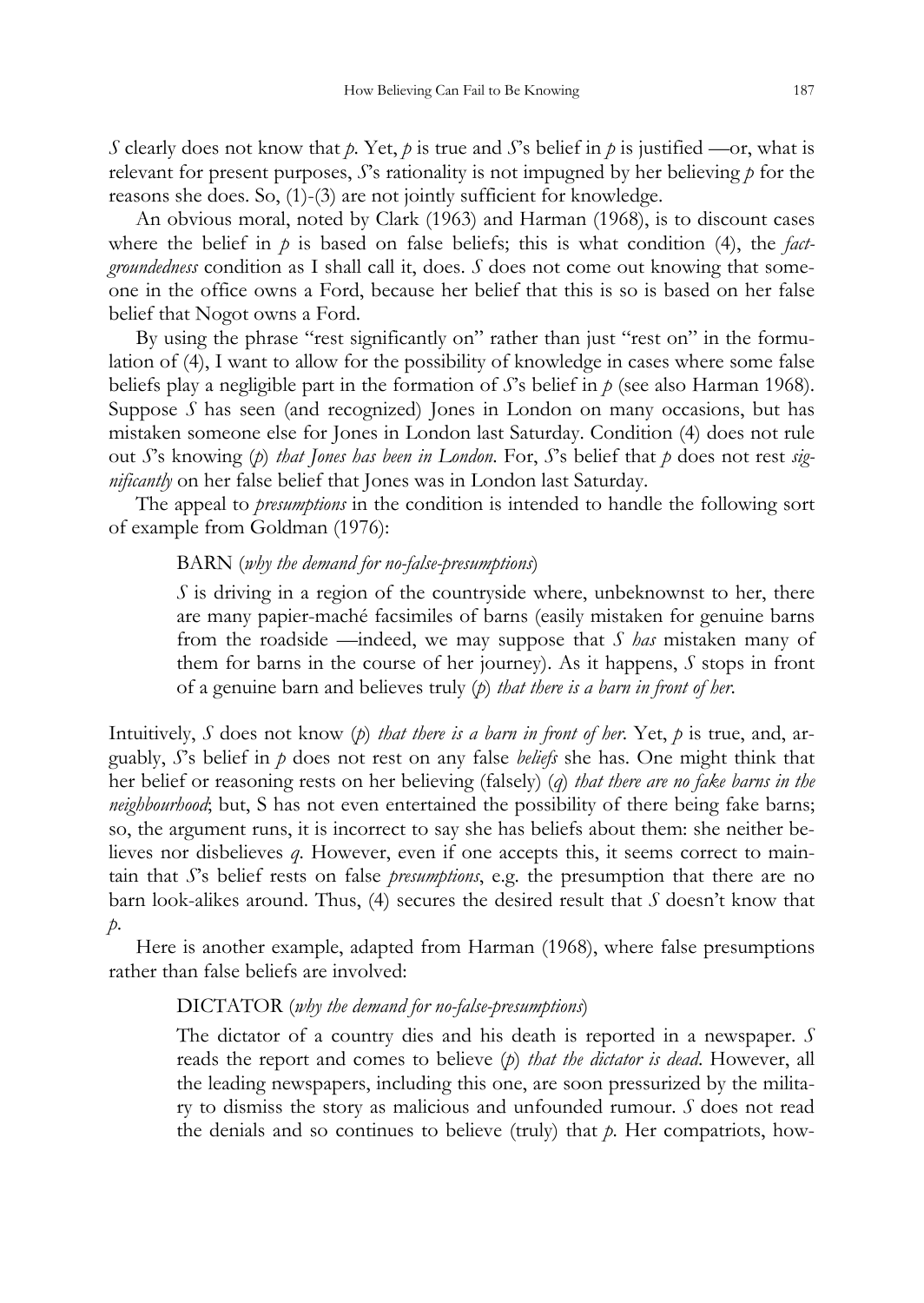*S* clearly does not know that *p*. Yet, *p* is true and *S*'s belief in *p* is justified —or, what is relevant for present purposes, *S*'s rationality is not impugned by her believing *p* for the reasons she does. So, (1)-(3) are not jointly sufficient for knowledge.

An obvious moral, noted by Clark (1963) and Harman (1968), is to discount cases where the belief in *p* is based on false beliefs; this is what condition (4), the *fact-groundedness* condition as I shall call it, does. *S* does not come out knowing that someone in the office owns a Ford, because her belief that this is so is based on her false belief that Nogot owns a Ford.

By using the phrase "rest significantly on" rather than just "rest on" in the formulation of (4), I want to allow for the possibility of knowledge in cases where some false beliefs play a negligible part in the formation of *S*'s belief in *p* (see also Harman 1968). Suppose *S* has seen (and recognized) Jones in London on many occasions, but has mistaken someone else for Jones in London last Saturday. Condition (4) does not rule out *S*'s knowing (*p*) *that Jones has been in London*. For, *S*'s belief that *p* does not rest *significantly* on her false belief that Jones was in London last Saturday.

The appeal to *presumptions* in the condition is intended to handle the following sort of example from Goldman (1976):

> BARN (*why the demand for no-false-presumptions*)
>
> *S* is driving in a region of the countryside where, unbeknownst to her, there are many papier-maché facsimiles of barns (easily mistaken for genuine barns from the roadside —indeed, we may suppose that *S has* mistaken many of them for barns in the course of her journey). As it happens, *S* stops in front of a genuine barn and believes truly (*p*) *that there is a barn in front of her*.

Intuitively, *S* does not know (*p*) *that there is a barn in front of her*. Yet, *p* is true, and, arguably, *S*'s belief in *p* does not rest on any false *beliefs* she has. One might think that her belief or reasoning rests on her believing (falsely) (*q*) *that there are no fake barns in the neighbourhood*; but, S has not even entertained the possibility of there being fake barns; so, the argument runs, it is incorrect to say she has beliefs about them: she neither believes nor disbelieves *q*. However, even if one accepts this, it seems correct to maintain that *S*'s belief rests on false *presumptions*, e.g. the presumption that there are no barn look-alikes around. Thus, (4) secures the desired result that *S* doesn't know that *p*.

Here is another example, adapted from Harman (1968), where false presumptions rather than false beliefs are involved:

> DICTATOR (*why the demand for no-false-presumptions*)
>
> The dictator of a country dies and his death is reported in a newspaper. *S* reads the report and comes to believe (*p*) *that the dictator is dead*. However, all the leading newspapers, including this one, are soon pressurized by the military to dismiss the story as malicious and unfounded rumour. *S* does not read the denials and so continues to believe (truly) that *p*. Her compatriots, how-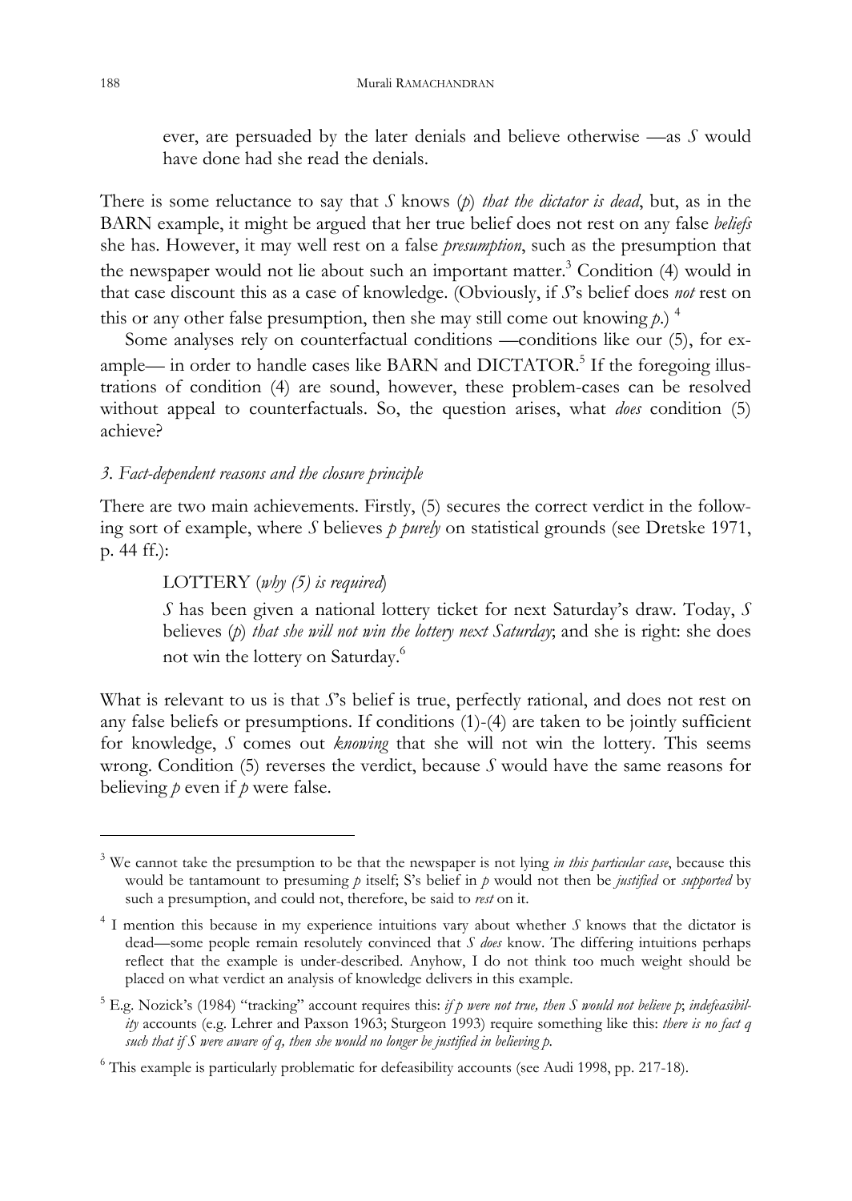ever, are persuaded by the later denials and believe otherwise —as *S* would have done had she read the denials.

There is some reluctance to say that *S* knows (*p*) *that the dictator is dead*, but, as in the BARN example, it might be argued that her true belief does not rest on any false *beliefs* she has. However, it may well rest on a false *presumption*, such as the presumption that the newspaper would not lie about such an important matter.[3] Condition (4) would in that case discount this as a case of knowledge. (Obviously, if *S*'s belief does *not* rest on this or any other false presumption, then she may still come out knowing *p*.) [4]

Some analyses rely on counterfactual conditions —conditions like our (5), for example— in order to handle cases like BARN and DICTATOR.[5] If the foregoing illustrations of condition (4) are sound, however, these problem-cases can be resolved without appeal to counterfactuals. So, the question arises, what *does* condition (5) achieve?

### *3. Fact-dependent reasons and the closure principle*

There are two main achievements. Firstly, (5) secures the correct verdict in the following sort of example, where *S* believes *p purely* on statistical grounds (see Dretske 1971, p. 44 ff.):

> LOTTERY (*why (5) is required*)
>
> *S* has been given a national lottery ticket for next Saturday's draw. Today, *S* believes (*p*) *that she will not win the lottery next Saturday*; and she is right: she does not win the lottery on Saturday.[6]

What is relevant to us is that *S*'s belief is true, perfectly rational, and does not rest on any false beliefs or presumptions. If conditions (1)-(4) are taken to be jointly sufficient for knowledge, *S* comes out *knowing* that she will not win the lottery. This seems wrong. Condition (5) reverses the verdict, because *S* would have the same reasons for believing *p* even if *p* were false.

---

[3] We cannot take the presumption to be that the newspaper is not lying *in this particular case*, because this would be tantamount to presuming *p* itself; S's belief in *p* would not then be *justified* or *supported* by such a presumption, and could not, therefore, be said to *rest* on it.

[4] I mention this because in my experience intuitions vary about whether *S* knows that the dictator is dead—some people remain resolutely convinced that *S does* know. The differing intuitions perhaps reflect that the example is under-described. Anyhow, I do not think too much weight should be placed on what verdict an analysis of knowledge delivers in this example.

[5] E.g. Nozick's (1984) "tracking" account requires this: *if p were not true, then S would not believe p*; *indefeasibility* accounts (e.g. Lehrer and Paxson 1963; Sturgeon 1993) require something like this: *there is no fact q such that if S were aware of q, then she would no longer be justified in believing p*.

[6] This example is particularly problematic for defeasibility accounts (see Audi 1998, pp. 217-18).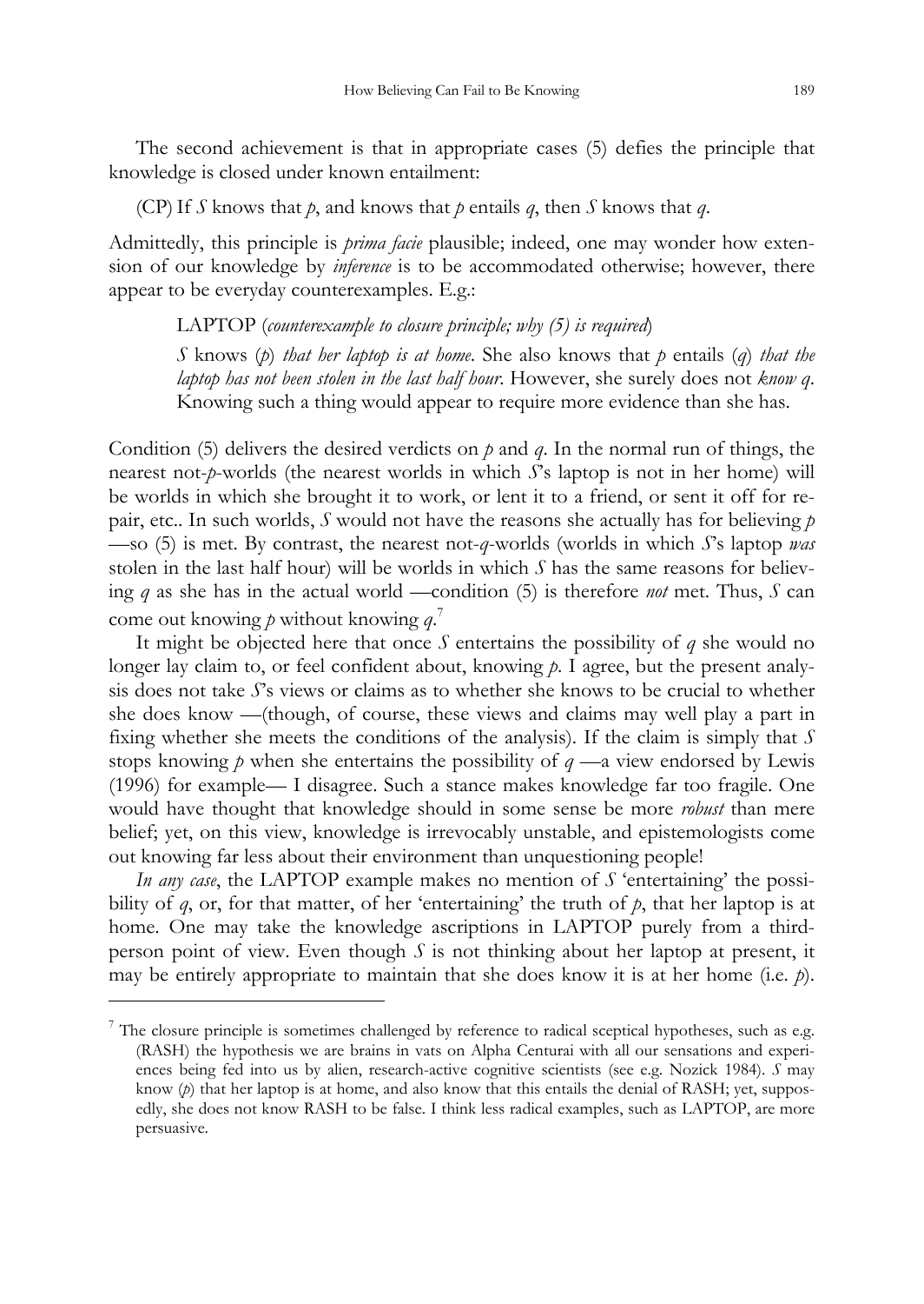The second achievement is that in appropriate cases (5) defies the principle that knowledge is closed under known entailment:

(CP) If $S$ knows that $p$, and knows that $p$ entails $q$, then $S$ knows that $q$.

Admittedly, this principle is *prima facie* plausible; indeed, one may wonder how extension of our knowledge by *inference* is to be accommodated otherwise; however, there appear to be everyday counterexamples. E.g.:

> LAPTOP (*counterexample to closure principle; why (5) is required*)
>
> $S$ knows ($p$) *that her laptop is at home*. She also knows that $p$ entails ($q$) *that the laptop has not been stolen in the last half hour*. However, she surely does not *know* $q$. Knowing such a thing would appear to require more evidence than she has.

Condition (5) delivers the desired verdicts on $p$ and $q$. In the normal run of things, the nearest not-$p$-worlds (the nearest worlds in which $S$'s laptop is not in her home) will be worlds in which she brought it to work, or lent it to a friend, or sent it off for repair, etc.. In such worlds, $S$ would not have the reasons she actually has for believing $p$ —so (5) is met. By contrast, the nearest not-$q$-worlds (worlds in which $S$'s laptop *was* stolen in the last half hour) will be worlds in which $S$ has the same reasons for believing $q$ as she has in the actual world —condition (5) is therefore *not* met. Thus, $S$ can come out knowing $p$ without knowing $q$.[7]

It might be objected here that once $S$ entertains the possibility of $q$ she would no longer lay claim to, or feel confident about, knowing $p$. I agree, but the present analysis does not take $S$'s views or claims as to whether she knows to be crucial to whether she does know —(though, of course, these views and claims may well play a part in fixing whether she meets the conditions of the analysis). If the claim is simply that $S$ stops knowing $p$ when she entertains the possibility of $q$ —a view endorsed by Lewis (1996) for example— I disagree. Such a stance makes knowledge far too fragile. One would have thought that knowledge should in some sense be more *robust* than mere belief; yet, on this view, knowledge is irrevocably unstable, and epistemologists come out knowing far less about their environment than unquestioning people!

*In any case*, the LAPTOP example makes no mention of $S$ 'entertaining' the possibility of $q$, or, for that matter, of her 'entertaining' the truth of $p$, that her laptop is at home. One may take the knowledge ascriptions in LAPTOP purely from a third-person point of view. Even though $S$ is not thinking about her laptop at present, it may be entirely appropriate to maintain that she does know it is at her home (i.e. $p$).

---

[7] The closure principle is sometimes challenged by reference to radical sceptical hypotheses, such as e.g. (RASH) the hypothesis we are brains in vats on Alpha Centurai with all our sensations and experiences being fed into us by alien, research-active cognitive scientists (see e.g. Nozick 1984). $S$ may know ($p$) that her laptop is at home, and also know that this entails the denial of RASH; yet, supposedly, she does not know RASH to be false. I think less radical examples, such as LAPTOP, are more persuasive.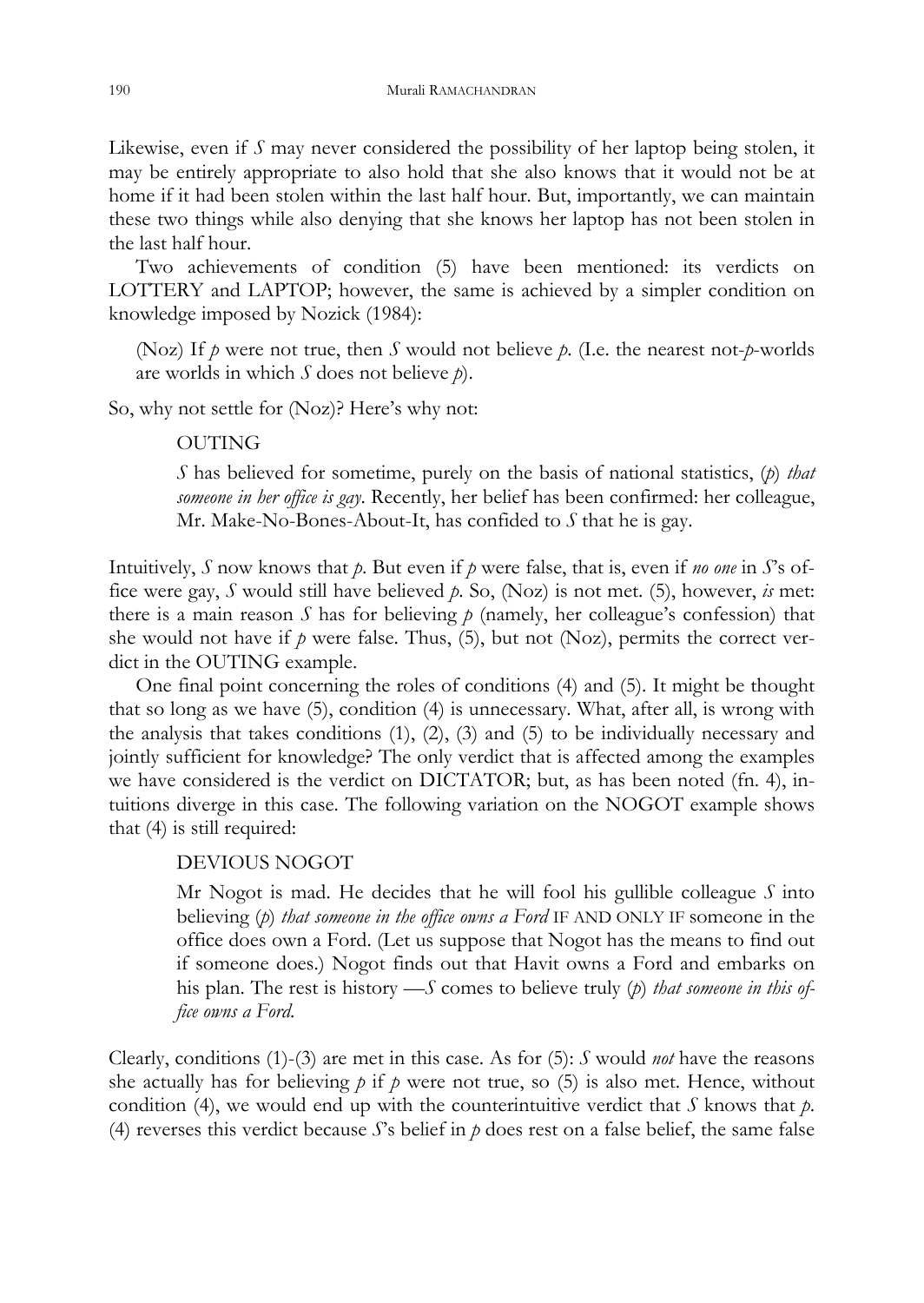Likewise, even if *S* may never considered the possibility of her laptop being stolen, it may be entirely appropriate to also hold that she also knows that it would not be at home if it had been stolen within the last half hour. But, importantly, we can maintain these two things while also denying that she knows her laptop has not been stolen in the last half hour.

Two achievements of condition (5) have been mentioned: its verdicts on LOTTERY and LAPTOP; however, the same is achieved by a simpler condition on knowledge imposed by Nozick (1984):

> (Noz) If *p* were not true, then *S* would not believe *p*. (I.e. the nearest not-*p*-worlds are worlds in which *S* does not believe *p*).

So, why not settle for (Noz)? Here's why not:

> OUTING
>
> *S* has believed for sometime, purely on the basis of national statistics, (*p*) *that someone in her office is gay*. Recently, her belief has been confirmed: her colleague, Mr. Make-No-Bones-About-It, has confided to *S* that he is gay.

Intuitively, *S* now knows that *p*. But even if *p* were false, that is, even if *no one* in *S*'s office were gay, *S* would still have believed *p*. So, (Noz) is not met. (5), however, *is* met: there is a main reason *S* has for believing *p* (namely, her colleague's confession) that she would not have if *p* were false. Thus, (5), but not (Noz), permits the correct verdict in the OUTING example.

One final point concerning the roles of conditions (4) and (5). It might be thought that so long as we have (5), condition (4) is unnecessary. What, after all, is wrong with the analysis that takes conditions (1), (2), (3) and (5) to be individually necessary and jointly sufficient for knowledge? The only verdict that is affected among the examples we have considered is the verdict on DICTATOR; but, as has been noted (fn. 4), intuitions diverge in this case. The following variation on the NOGOT example shows that (4) is still required:

> DEVIOUS NOGOT
>
> Mr Nogot is mad. He decides that he will fool his gullible colleague *S* into believing (*p*) *that someone in the office owns a Ford* IF AND ONLY IF someone in the office does own a Ford. (Let us suppose that Nogot has the means to find out if someone does.) Nogot finds out that Havit owns a Ford and embarks on his plan. The rest is history —*S* comes to believe truly (*p*) *that someone in this office owns a Ford*.

Clearly, conditions (1)-(3) are met in this case. As for (5): *S* would *not* have the reasons she actually has for believing *p* if *p* were not true, so (5) is also met. Hence, without condition (4), we would end up with the counterintuitive verdict that *S* knows that *p*. (4) reverses this verdict because *S*'s belief in *p* does rest on a false belief, the same false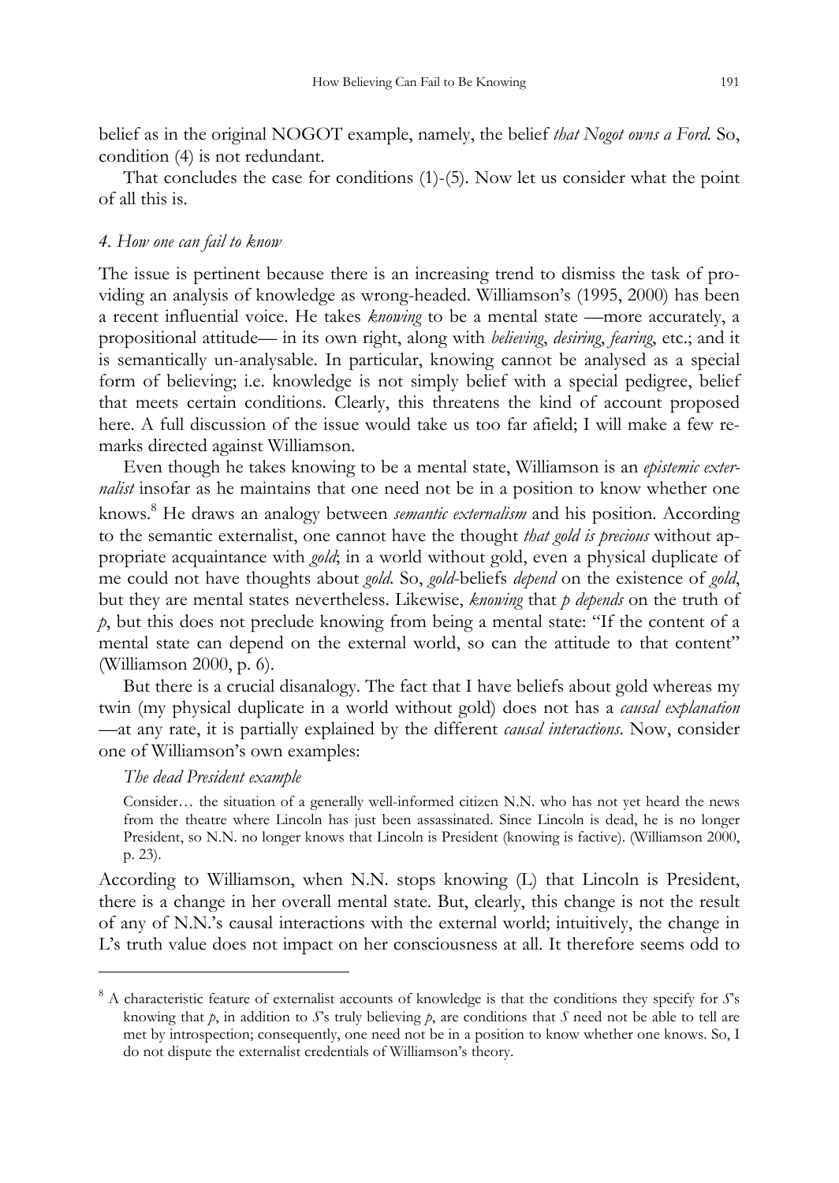belief as in the original NOGOT example, namely, the belief *that Nogot owns a Ford*. So, condition (4) is not redundant.

That concludes the case for conditions (1)-(5). Now let us consider what the point of all this is.

### *4. How one can fail to know*

The issue is pertinent because there is an increasing trend to dismiss the task of providing an analysis of knowledge as wrong-headed. Williamson's (1995, 2000) has been a recent influential voice. He takes *knowing* to be a mental state —more accurately, a propositional attitude— in its own right, along with *believing*, *desiring*, *fearing*, etc.; and it is semantically un-analysable. In particular, knowing cannot be analysed as a special form of believing; i.e. knowledge is not simply belief with a special pedigree, belief that meets certain conditions. Clearly, this threatens the kind of account proposed here. A full discussion of the issue would take us too far afield; I will make a few remarks directed against Williamson.

Even though he takes knowing to be a mental state, Williamson is an *epistemic externalist* insofar as he maintains that one need not be in a position to know whether one knows.[8] He draws an analogy between *semantic externalism* and his position. According to the semantic externalist, one cannot have the thought *that gold is precious* without appropriate acquaintance with *gold*; in a world without gold, even a physical duplicate of me could not have thoughts about *gold*. So, *gold*-beliefs *depend* on the existence of *gold*, but they are mental states nevertheless. Likewise, *knowing* that *p depends* on the truth of *p*, but this does not preclude knowing from being a mental state: "If the content of a mental state can depend on the external world, so can the attitude to that content" (Williamson 2000, p. 6).

But there is a crucial disanalogy. The fact that I have beliefs about gold whereas my twin (my physical duplicate in a world without gold) does not has a *causal explanation* —at any rate, it is partially explained by the different *causal interactions*. Now, consider one of Williamson's own examples:

*The dead President example*

> Consider… the situation of a generally well-informed citizen N.N. who has not yet heard the news from the theatre where Lincoln has just been assassinated. Since Lincoln is dead, he is no longer President, so N.N. no longer knows that Lincoln is President (knowing is factive). (Williamson 2000, p. 23).

According to Williamson, when N.N. stops knowing (L) that Lincoln is President, there is a change in her overall mental state. But, clearly, this change is not the result of any of N.N.'s causal interactions with the external world; intuitively, the change in L's truth value does not impact on her consciousness at all. It therefore seems odd to

---

[8] A characteristic feature of externalist accounts of knowledge is that the conditions they specify for *S*'s knowing that *p*, in addition to *S*'s truly believing *p*, are conditions that *S* need not be able to tell are met by introspection; consequently, one need not be in a position to know whether one knows. So, I do not dispute the externalist credentials of Williamson's theory.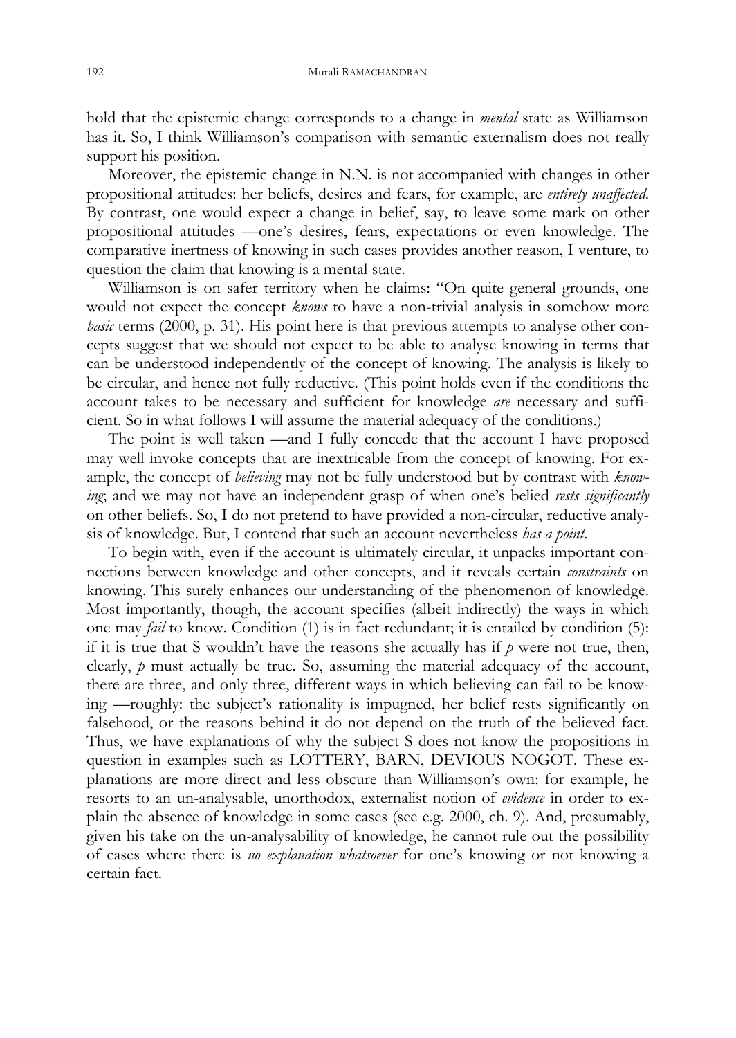hold that the epistemic change corresponds to a change in *mental* state as Williamson has it. So, I think Williamson's comparison with semantic externalism does not really support his position.

Moreover, the epistemic change in N.N. is not accompanied with changes in other propositional attitudes: her beliefs, desires and fears, for example, are *entirely unaffected*. By contrast, one would expect a change in belief, say, to leave some mark on other propositional attitudes —one's desires, fears, expectations or even knowledge. The comparative inertness of knowing in such cases provides another reason, I venture, to question the claim that knowing is a mental state.

Williamson is on safer territory when he claims: "On quite general grounds, one would not expect the concept *knows* to have a non-trivial analysis in somehow more *basic* terms (2000, p. 31). His point here is that previous attempts to analyse other concepts suggest that we should not expect to be able to analyse knowing in terms that can be understood independently of the concept of knowing. The analysis is likely to be circular, and hence not fully reductive. (This point holds even if the conditions the account takes to be necessary and sufficient for knowledge *are* necessary and sufficient. So in what follows I will assume the material adequacy of the conditions.)

The point is well taken —and I fully concede that the account I have proposed may well invoke concepts that are inextricable from the concept of knowing. For example, the concept of *believing* may not be fully understood but by contrast with *knowing*; and we may not have an independent grasp of when one's belied *rests significantly* on other beliefs. So, I do not pretend to have provided a non-circular, reductive analysis of knowledge. But, I contend that such an account nevertheless *has a point*.

To begin with, even if the account is ultimately circular, it unpacks important connections between knowledge and other concepts, and it reveals certain *constraints* on knowing. This surely enhances our understanding of the phenomenon of knowledge. Most importantly, though, the account specifies (albeit indirectly) the ways in which one may *fail* to know. Condition (1) is in fact redundant; it is entailed by condition (5): if it is true that S wouldn't have the reasons she actually has if $p$ were not true, then, clearly, $p$ must actually be true. So, assuming the material adequacy of the account, there are three, and only three, different ways in which believing can fail to be knowing —roughly: the subject's rationality is impugned, her belief rests significantly on falsehood, or the reasons behind it do not depend on the truth of the believed fact. Thus, we have explanations of why the subject S does not know the propositions in question in examples such as LOTTERY, BARN, DEVIOUS NOGOT. These explanations are more direct and less obscure than Williamson's own: for example, he resorts to an un-analysable, unorthodox, externalist notion of *evidence* in order to explain the absence of knowledge in some cases (see e.g. 2000, ch. 9). And, presumably, given his take on the un-analysability of knowledge, he cannot rule out the possibility of cases where there is *no explanation whatsoever* for one's knowing or not knowing a certain fact.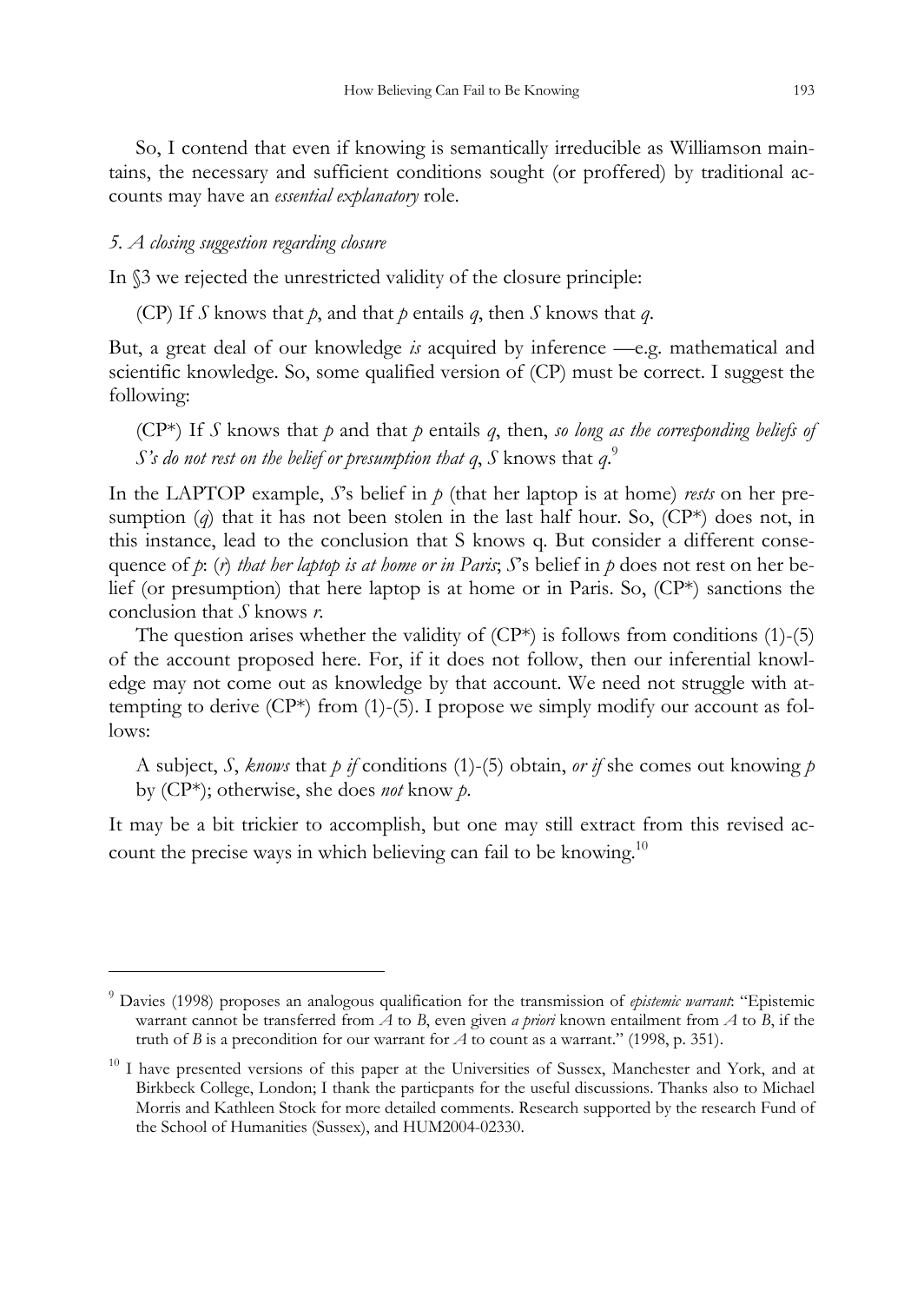So, I contend that even if knowing is semantically irreducible as Williamson maintains, the necessary and sufficient conditions sought (or proffered) by traditional accounts may have an *essential explanatory* role.

### *5. A closing suggestion regarding closure*

In §3 we rejected the unrestricted validity of the closure principle:

(CP) If *S* knows that *p*, and that *p* entails *q*, then *S* knows that *q*.

But, a great deal of our knowledge *is* acquired by inference —e.g. mathematical and scientific knowledge. So, some qualified version of (CP) must be correct. I suggest the following:

(CP*) If *S* knows that *p* and that *p* entails *q*, then, *so long as the corresponding beliefs of S's do not rest on the belief or presumption that q*, *S* knows that *q*.[9]

In the LAPTOP example, *S*'s belief in *p* (that her laptop is at home) *rests* on her presumption (*q*) that it has not been stolen in the last half hour. So, (CP*) does not, in this instance, lead to the conclusion that S knows q. But consider a different consequence of *p*: (*r*) *that her laptop is at home or in Paris*; *S*'s belief in *p* does not rest on her belief (or presumption) that here laptop is at home or in Paris. So, (CP*) sanctions the conclusion that *S* knows *r*.

The question arises whether the validity of (CP*) is follows from conditions (1)-(5) of the account proposed here. For, if it does not follow, then our inferential knowledge may not come out as knowledge by that account. We need not struggle with attempting to derive (CP*) from (1)-(5). I propose we simply modify our account as follows:

A subject, *S*, *knows* that *p if* conditions (1)-(5) obtain, *or if* she comes out knowing *p* by (CP*); otherwise, she does *not* know *p*.

It may be a bit trickier to accomplish, but one may still extract from this revised account the precise ways in which believing can fail to be knowing.[10]

---

[9] Davies (1998) proposes an analogous qualification for the transmission of *epistemic warrant*: "Epistemic warrant cannot be transferred from *A* to *B*, even given *a priori* known entailment from *A* to *B*, if the truth of *B* is a precondition for our warrant for *A* to count as a warrant." (1998, p. 351).

[10] I have presented versions of this paper at the Universities of Sussex, Manchester and York, and at Birkbeck College, London; I thank the particpants for the useful discussions. Thanks also to Michael Morris and Kathleen Stock for more detailed comments. Research supported by the research Fund of the School of Humanities (Sussex), and HUM2004-02330.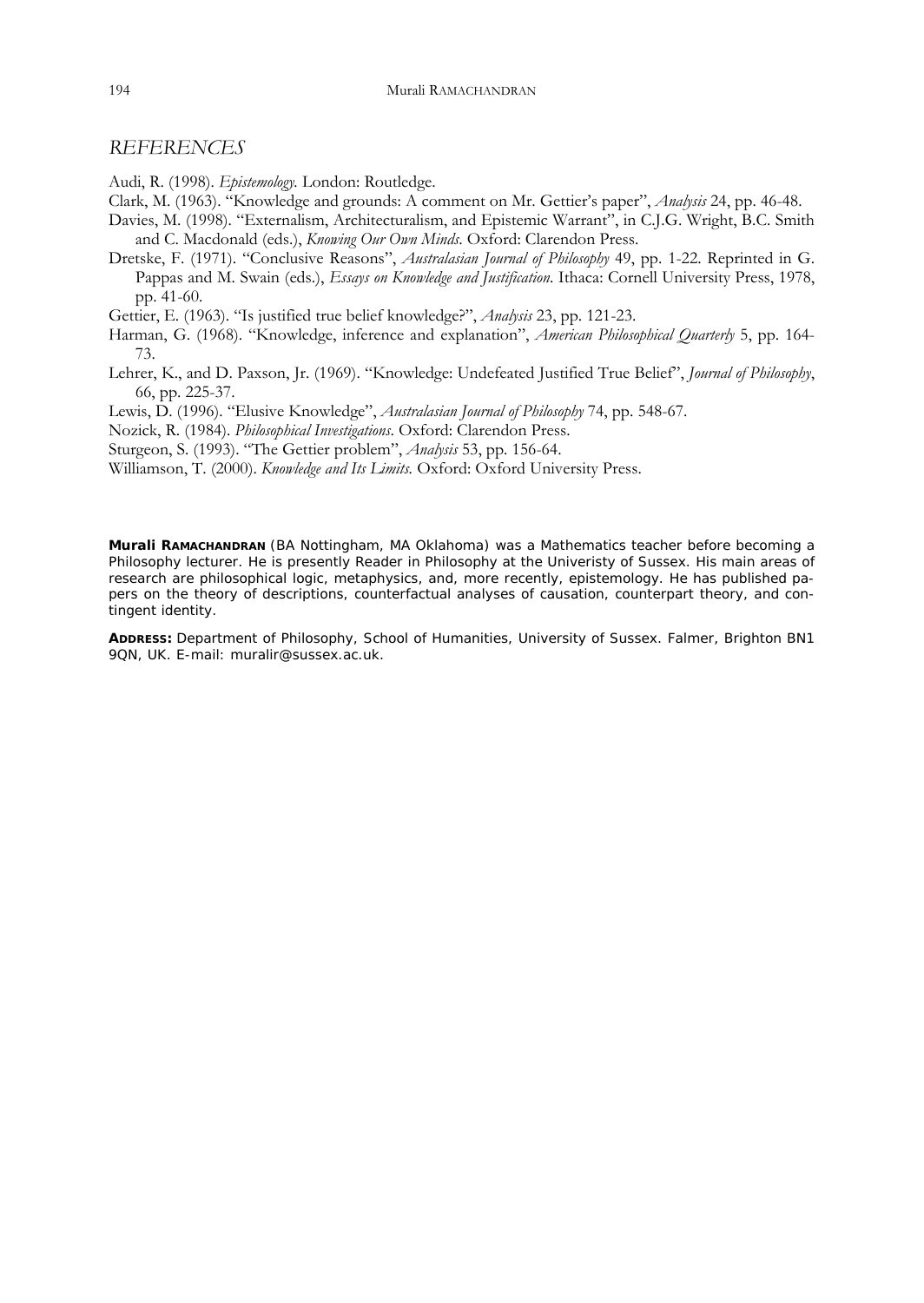## *REFERENCES*

Audi, R. (1998). *Epistemology*. London: Routledge.

Clark, M. (1963). "Knowledge and grounds: A comment on Mr. Gettier's paper", *Analysis* 24, pp. 46-48.

Davies, M. (1998). "Externalism, Architecturalism, and Epistemic Warrant", in C.J.G. Wright, B.C. Smith and C. Macdonald (eds.), *Knowing Our Own Minds*. Oxford: Clarendon Press.

Dretske, F. (1971). "Conclusive Reasons", *Australasian Journal of Philosophy* 49, pp. 1-22. Reprinted in G. Pappas and M. Swain (eds.), *Essays on Knowledge and Justification*. Ithaca: Cornell University Press, 1978, pp. 41-60.

Gettier, E. (1963). "Is justified true belief knowledge?", *Analysis* 23, pp. 121-23.

Harman, G. (1968). "Knowledge, inference and explanation", *American Philosophical Quarterly* 5, pp. 164-73.

Lehrer, K., and D. Paxson, Jr. (1969). "Knowledge: Undefeated Justified True Belief", *Journal of Philosophy*, 66, pp. 225-37.

Lewis, D. (1996). "Elusive Knowledge", *Australasian Journal of Philosophy* 74, pp. 548-67.

Nozick, R. (1984). *Philosophical Investigations*. Oxford: Clarendon Press.

Sturgeon, S. (1993). "The Gettier problem", *Analysis* 53, pp. 156-64.

Williamson, T. (2000). *Knowledge and Its Limits*. Oxford: Oxford University Press.

**Murali RAMACHANDRAN** (BA Nottingham, MA Oklahoma) was a Mathematics teacher before becoming a Philosophy lecturer. He is presently Reader in Philosophy at the Univeristy of Sussex. His main areas of research are philosophical logic, metaphysics, and, more recently, epistemology. He has published papers on the theory of descriptions, counterfactual analyses of causation, counterpart theory, and contingent identity.

**ADDRESS:** Department of Philosophy, School of Humanities, University of Sussex. Falmer, Brighton BN1 9QN, UK. E-mail: muralir@sussex.ac.uk.